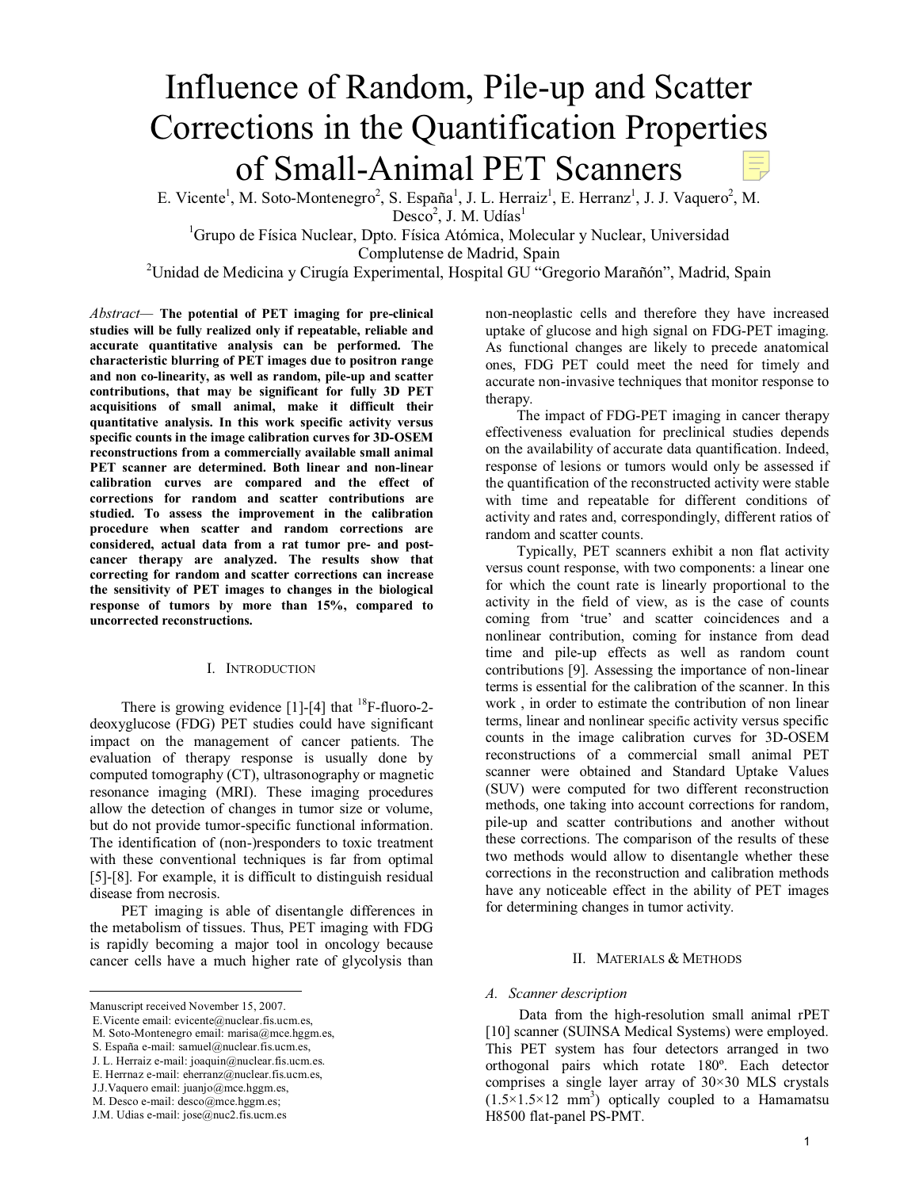# Influence of Random, Pile-up and Scatter Corrections in the Quantification Properties of Small-Animal PET Scanners

E. Vicente[1], M. Soto-Montenegro[2], S. España[1], J. L. Herraiz[1], E. Herranz[1], J. J. Vaquero[2], M. Desco[2], J. M. Udías[1]

[1]Grupo de Física Nuclear, Dpto. Física Atómica, Molecular y Nuclear, Universidad Complutense de Madrid, Spain

[2]Unidad de Medicina y Cirugía Experimental, Hospital GU "Gregorio Marañón", Madrid, Spain

*Abstract*— **The potential of PET imaging for pre-clinical studies will be fully realized only if repeatable, reliable and accurate quantitative analysis can be performed. The characteristic blurring of PET images due to positron range and non co-linearity, as well as random, pile-up and scatter contributions, that may be significant for fully 3D PET acquisitions of small animal, make it difficult their quantitative analysis. In this work specific activity versus specific counts in the image calibration curves for 3D-OSEM reconstructions from a commercially available small animal PET scanner are determined. Both linear and non-linear calibration curves are compared and the effect of corrections for random and scatter contributions are studied. To assess the improvement in the calibration procedure when scatter and random corrections are considered, actual data from a rat tumor pre- and post-cancer therapy are analyzed. The results show that correcting for random and scatter corrections can increase the sensitivity of PET images to changes in the biological response of tumors by more than 15%, compared to uncorrected reconstructions.**

## I. Introduction

There is growing evidence [1]-[4] that [18]F-fluoro-2-deoxyglucose (FDG) PET studies could have significant impact on the management of cancer patients. The evaluation of therapy response is usually done by computed tomography (CT), ultrasonography or magnetic resonance imaging (MRI). These imaging procedures allow the detection of changes in tumor size or volume, but do not provide tumor-specific functional information. The identification of (non-)responders to toxic treatment with these conventional techniques is far from optimal [5]-[8]. For example, it is difficult to distinguish residual disease from necrosis.

PET imaging is able of disentangle differences in the metabolism of tissues. Thus, PET imaging with FDG is rapidly becoming a major tool in oncology because cancer cells have a much higher rate of glycolysis than non-neoplastic cells and therefore they have increased uptake of glucose and high signal on FDG-PET imaging. As functional changes are likely to precede anatomical ones, FDG PET could meet the need for timely and accurate non-invasive techniques that monitor response to therapy.

The impact of FDG-PET imaging in cancer therapy effectiveness evaluation for preclinical studies depends on the availability of accurate data quantification. Indeed, response of lesions or tumors would only be assessed if the quantification of the reconstructed activity were stable with time and repeatable for different conditions of activity and rates and, correspondingly, different ratios of random and scatter counts.

Typically, PET scanners exhibit a non flat activity versus count response, with two components: a linear one for which the count rate is linearly proportional to the activity in the field of view, as is the case of counts coming from 'true' and scatter coincidences and a nonlinear contribution, coming for instance from dead time and pile-up effects as well as random count contributions [9]. Assessing the importance of non-linear terms is essential for the calibration of the scanner. In this work , in order to estimate the contribution of non linear terms, linear and nonlinear specific activity versus specific counts in the image calibration curves for 3D-OSEM reconstructions of a commercial small animal PET scanner were obtained and Standard Uptake Values (SUV) were computed for two different reconstruction methods, one taking into account corrections for random, pile-up and scatter contributions and another without these corrections. The comparison of the results of these two methods would allow to disentangle whether these corrections in the reconstruction and calibration methods have any noticeable effect in the ability of PET images for determining changes in tumor activity.

## II. Materials & Methods

### A. Scanner description

Data from the high-resolution small animal rPET [10] scanner (SUINSA Medical Systems) were employed. This PET system has four detectors arranged in two orthogonal pairs which rotate 180º. Each detector comprises a single layer array of 30×30 MLS crystals ($1.5 \times 1.5 \times 12$ mm$^3$) optically coupled to a Hamamatsu H8500 flat-panel PS-PMT.

---

Manuscript received November 15, 2007.

E.Vicente email: evicente@nuclear.fis.ucm.es,

M. Soto-Montenegro email: marisa@mce.hggm.es,

S. España e-mail: samuel@nuclear.fis.ucm.es,

J. L. Herraiz e-mail: joaquin@nuclear.fis.ucm.es.

E. Herrnaz e-mail: eherranz@nuclear.fis.ucm.es,

J.J.Vaquero email: juanjo@mce.hggm.es,

M. Desco e-mail: desco@mce.hggm.es;

J.M. Udias e-mail: jose@nuc2.fis.ucm.es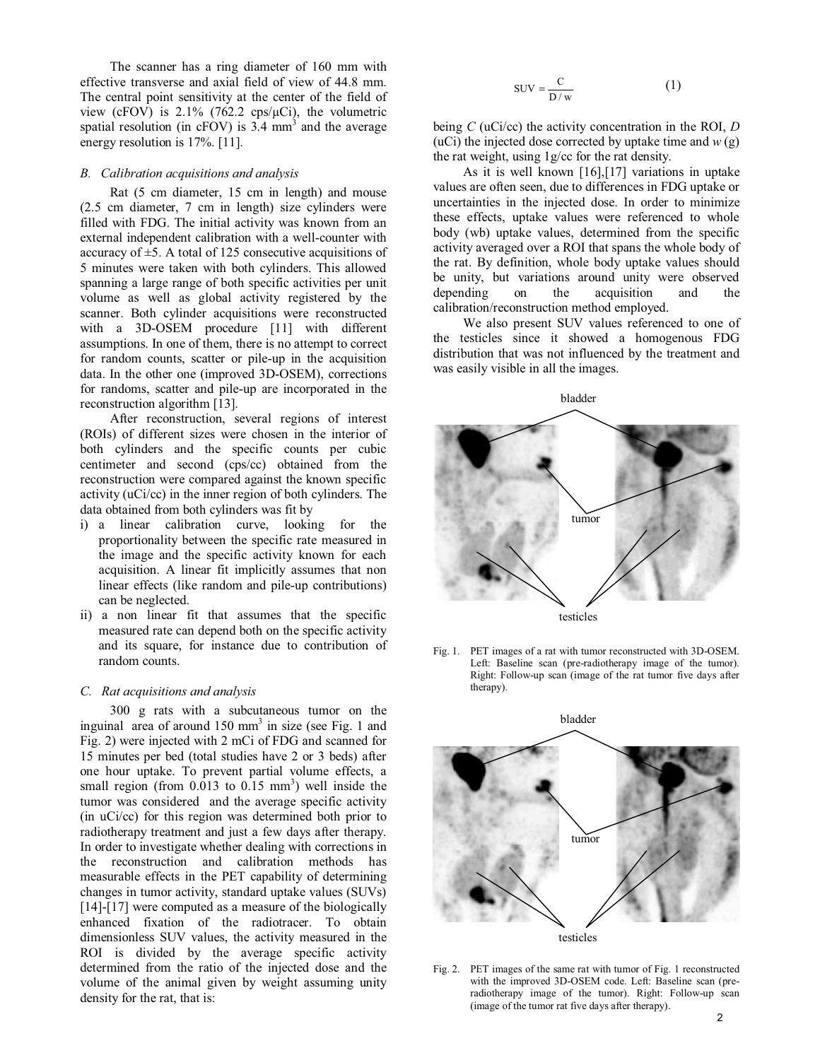The scanner has a ring diameter of 160 mm with effective transverse and axial field of view of 44.8 mm. The central point sensitivity at the center of the field of view (cFOV) is 2.1% (762.2 cps/μCi), the volumetric spatial resolution (in cFOV) is 3.4 mm$^3$ and the average energy resolution is 17%. [11].

### B. Calibration acquisitions and analysis

Rat (5 cm diameter, 15 cm in length) and mouse (2.5 cm diameter, 7 cm in length) size cylinders were filled with FDG. The initial activity was known from an external independent calibration with a well-counter with accuracy of ±5. A total of 125 consecutive acquisitions of 5 minutes were taken with both cylinders. This allowed spanning a large range of both specific activities per unit volume as well as global activity registered by the scanner. Both cylinder acquisitions were reconstructed with a 3D-OSEM procedure [11] with different assumptions. In one of them, there is no attempt to correct for random counts, scatter or pile-up in the acquisition data. In the other one (improved 3D-OSEM), corrections for randoms, scatter and pile-up are incorporated in the reconstruction algorithm [13].

After reconstruction, several regions of interest (ROIs) of different sizes were chosen in the interior of both cylinders and the specific counts per cubic centimeter and second (cps/cc) obtained from the reconstruction were compared against the known specific activity (uCi/cc) in the inner region of both cylinders. The data obtained from both cylinders was fit by

i) a linear calibration curve, looking for the proportionality between the specific rate measured in the image and the specific activity known for each acquisition. A linear fit implicitly assumes that non linear effects (like random and pile-up contributions) can be neglected.
ii) a non linear fit that assumes that the specific measured rate can depend both on the specific activity and its square, for instance due to contribution of random counts.

### C. Rat acquisitions and analysis

300 g rats with a subcutaneous tumor on the inguinal area of around 150 mm$^3$ in size (see Fig. 1 and Fig. 2) were injected with 2 mCi of FDG and scanned for 15 minutes per bed (total studies have 2 or 3 beds) after one hour uptake. To prevent partial volume effects, a small region (from 0.013 to 0.15 mm$^3$) well inside the tumor was considered and the average specific activity (in uCi/cc) for this region was determined both prior to radiotherapy treatment and just a few days after therapy. In order to investigate whether dealing with corrections in the reconstruction and calibration methods has measurable effects in the PET capability of determining changes in tumor activity, standard uptake values (SUVs) [14]-[17] were computed as a measure of the biologically enhanced fixation of the radiotracer. To obtain dimensionless SUV values, the activity measured in the ROI is divided by the average specific activity determined from the ratio of the injected dose and the volume of the animal given by weight assuming unity density for the rat, that is:

$$\mathrm{SUV} = \frac{C}{D/w} \qquad (1)$$

being $C$ (uCi/cc) the activity concentration in the ROI, $D$ (uCi) the injected dose corrected by uptake time and $w$ (g) the rat weight, using 1g/cc for the rat density.

As it is well known [16],[17] variations in uptake values are often seen, due to differences in FDG uptake or uncertainties in the injected dose. In order to minimize these effects, uptake values were referenced to whole body (wb) uptake values, determined from the specific activity averaged over a ROI that spans the whole body of the rat. By definition, whole body uptake values should be unity, but variations around unity were observed depending on the acquisition and the calibration/reconstruction method employed.

We also present SUV values referenced to one of the testicles since it showed a homogenous FDG distribution that was not influenced by the treatment and was easily visible in all the images.

Fig. 1. PET images of a rat with tumor reconstructed with 3D-OSEM. Left: Baseline scan (pre-radiotherapy image of the tumor). Right: Follow-up scan (image of the rat tumor five days after therapy).

Fig. 2. PET images of the same rat with tumor of Fig. 1 reconstructed with the improved 3D-OSEM code. Left: Baseline scan (pre-radiotherapy image of the tumor). Right: Follow-up scan (image of the tumor rat five days after therapy).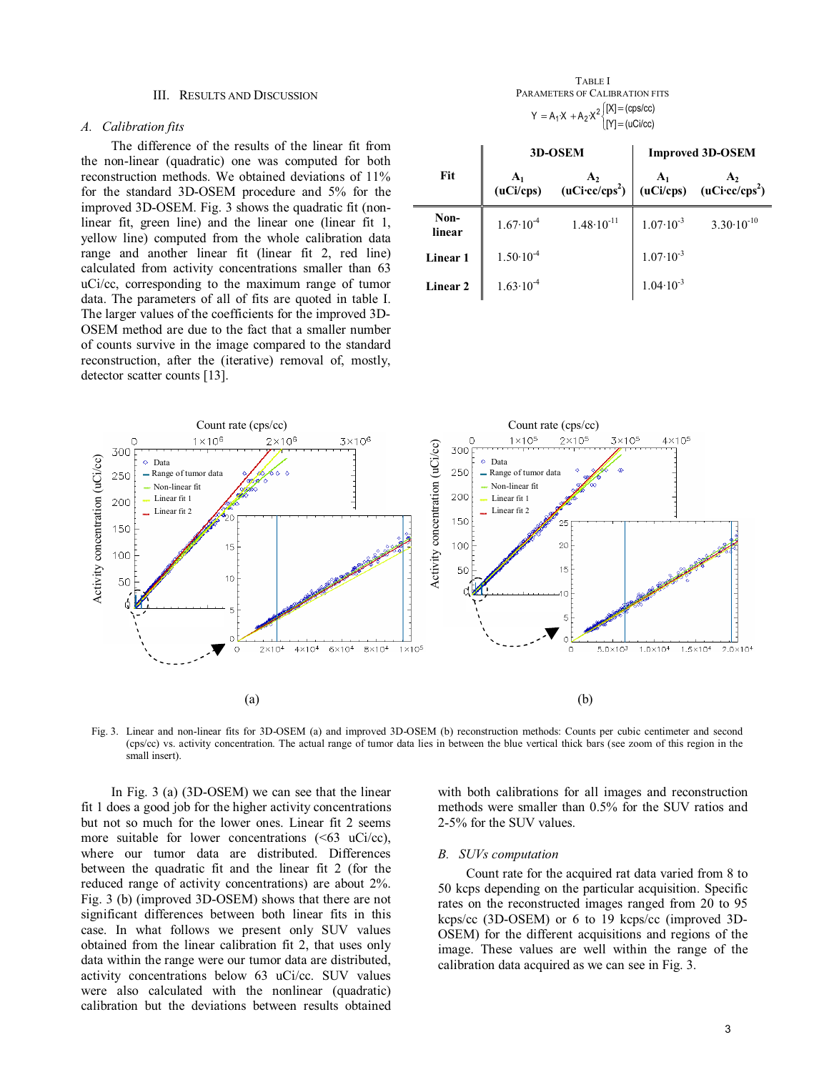## III. Results and Discussion

### A. Calibration fits

The difference of the results of the linear fit from the non-linear (quadratic) one was computed for both reconstruction methods. We obtained deviations of 11% for the standard 3D-OSEM procedure and 5% for the improved 3D-OSEM. Fig. 3 shows the quadratic fit (non-linear fit, green line) and the linear one (linear fit 1, yellow line) computed from the whole calibration data range and another linear fit (linear fit 2, red line) calculated from activity concentrations smaller than 63 uCi/cc, corresponding to the maximum range of tumor data. The parameters of all of fits are quoted in table I. The larger values of the coefficients for the improved 3D-OSEM method are due to the fact that a smaller number of counts survive in the image compared to the standard reconstruction, after the (iterative) removal of, mostly, detector scatter counts [13].

TABLE I
Parameters of Calibration fits

$$Y = A_1 X + A_2 X^2 \begin{cases} [X] = (\text{cps/cc}) \\ [Y] = (\text{uCi/cc}) \end{cases}$$

| Fit | 3D-OSEM | | Improved 3D-OSEM | |
|---|---|---|---|---|
| | $A_1$ (uCi/cps) | $A_2$ (uCi·cc/cps$^2$) | $A_1$ (uCi/cps) | $A_2$ (uCi·cc/cps$^2$) |
| Non-linear | $1.67 \cdot 10^{-4}$ | $1.48 \cdot 10^{-11}$ | $1.07 \cdot 10^{-3}$ | $3.30 \cdot 10^{-10}$ |
| Linear 1 | $1.50 \cdot 10^{-4}$ | | $1.07 \cdot 10^{-3}$ | |
| Linear 2 | $1.63 \cdot 10^{-4}$ | | $1.04 \cdot 10^{-3}$ | |

Fig. 3. Linear and non-linear fits for 3D-OSEM (a) and improved 3D-OSEM (b) reconstruction methods: Counts per cubic centimeter and second (cps/cc) vs. activity concentration. The actual range of tumor data lies in between the blue vertical thick bars (see zoom of this region in the small insert).

In Fig. 3 (a) (3D-OSEM) we can see that the linear fit 1 does a good job for the higher activity concentrations but not so much for the lower ones. Linear fit 2 seems more suitable for lower concentrations (<63 uCi/cc), where our tumor data are distributed. Differences between the quadratic fit and the linear fit 2 (for the reduced range of activity concentrations) are about 2%. Fig. 3 (b) (improved 3D-OSEM) shows that there are not significant differences between both linear fits in this case. In what follows we present only SUV values obtained from the linear calibration fit 2, that uses only data within the range were our tumor data are distributed, activity concentrations below 63 uCi/cc. SUV values were also calculated with the nonlinear (quadratic) calibration but the deviations between results obtained with both calibrations for all images and reconstruction methods were smaller than 0.5% for the SUV ratios and 2-5% for the SUV values.

### B. SUVs computation

Count rate for the acquired rat data varied from 8 to 50 kcps depending on the particular acquisition. Specific rates on the reconstructed images ranged from 20 to 95 kcps/cc (3D-OSEM) or 6 to 19 kcps/cc (improved 3D-OSEM) for the different acquisitions and regions of the image. These values are well within the range of the calibration data acquired as we can see in Fig. 3.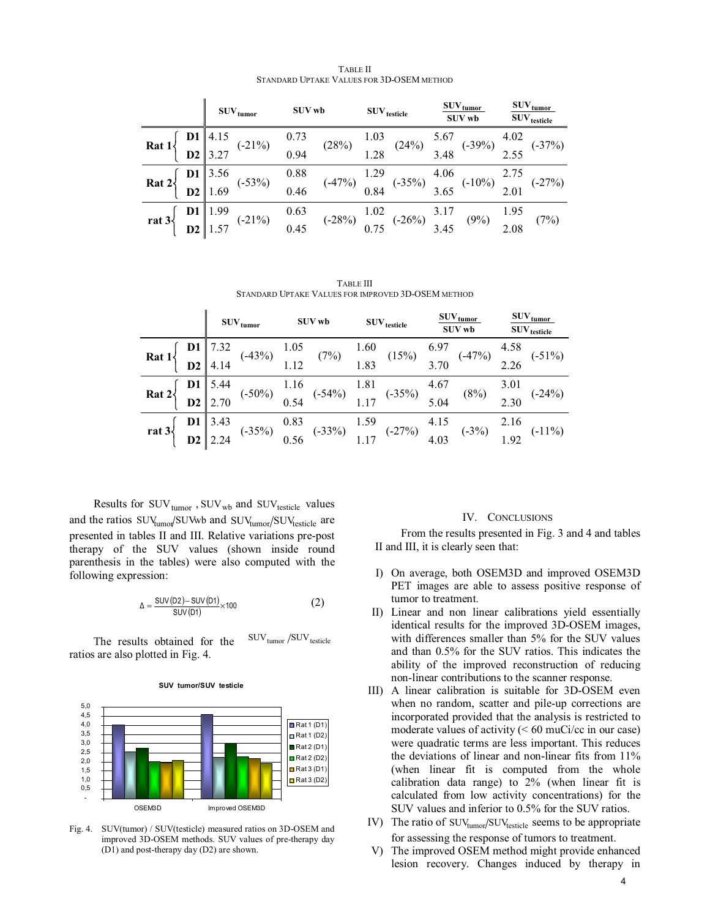TABLE II
STANDARD UPTAKE VALUES FOR 3D-OSEM METHOD

| | | $SUV_{tumor}$ | | SUV wb | | $SUV_{testicle}$ | | $\frac{SUV_{tumor}}{SUV\ wb}$ | | $\frac{SUV_{tumor}}{SUV_{testicle}}$ | |
|---|---|---|---|---|---|---|---|---|---|---|---|
| Rat 1 | D1 | 4.15 | (-21%) | 0.73 | (28%) | 1.03 | (24%) | 5.67 | (-39%) | 4.02 | (-37%) |
| | D2 | 3.27 | | 0.94 | | 1.28 | | 3.48 | | 2.55 | |
| Rat 2 | D1 | 3.56 | (-53%) | 0.88 | (-47%) | 1.29 | (-35%) | 4.06 | (-10%) | 2.75 | (-27%) |
| | D2 | 1.69 | | 0.46 | | 0.84 | | 3.65 | | 2.01 | |
| rat 3 | D1 | 1.99 | (-21%) | 0.63 | (-28%) | 1.02 | (-26%) | 3.17 | (9%) | 1.95 | (7%) |
| | D2 | 1.57 | | 0.45 | | 0.75 | | 3.45 | | 2.08 | |

TABLE III
STANDARD UPTAKE VALUES FOR IMPROVED 3D-OSEM METHOD

| | | $SUV_{tumor}$ | | SUV wb | | $SUV_{testicle}$ | | $\frac{SUV_{tumor}}{SUV\ wb}$ | | $\frac{SUV_{tumor}}{SUV_{testicle}}$ | |
|---|---|---|---|---|---|---|---|---|---|---|---|
| Rat 1 | D1 | 7.32 | (-43%) | 1.05 | (7%) | 1.60 | (15%) | 6.97 | (-47%) | 4.58 | (-51%) |
| | D2 | 4.14 | | 1.12 | | 1.83 | | 3.70 | | 2.26 | |
| Rat 2 | D1 | 5.44 | (-50%) | 1.16 | (-54%) | 1.81 | (-35%) | 4.67 | (8%) | 3.01 | (-24%) |
| | D2 | 2.70 | | 0.54 | | 1.17 | | 5.04 | | 2.30 | |
| rat 3 | D1 | 3.43 | (-35%) | 0.83 | (-33%) | 1.59 | (-27%) | 4.15 | (-3%) | 2.16 | (-11%) |
| | D2 | 2.24 | | 0.56 | | 1.17 | | 4.03 | | 1.92 | |

Results for $SUV_{tumor}$, $SUV_{wb}$ and $SUV_{testicle}$ values and the ratios $SUV_{tumor}/SUVwb$ and $SUV_{tumor}/SUV_{testicle}$ are presented in tables II and III. Relative variations pre-post therapy of the SUV values (shown inside round parenthesis in the tables) were also computed with the following expression:

$$\Delta = \frac{SUV(D2) - SUV(D1)}{SUV(D1)} \times 100 \qquad (2)$$

The results obtained for the $SUV_{tumor}/SUV_{testicle}$ ratios are also plotted in Fig. 4.

Fig. 4. SUV(tumor) / SUV(testicle) measured ratios on 3D-OSEM and improved 3D-OSEM methods. SUV values of pre-therapy day (D1) and post-therapy day (D2) are shown.

## IV. CONCLUSIONS

From the results presented in Fig. 3 and 4 and tables II and III, it is clearly seen that:

I) On average, both OSEM3D and improved OSEM3D PET images are able to assess positive response of tumor to treatment.

II) Linear and non linear calibrations yield essentially identical results for the improved 3D-OSEM images, with differences smaller than 5% for the SUV values and than 0.5% for the SUV ratios. This indicates the ability of the improved reconstruction of reducing non-linear contributions to the scanner response.

III) A linear calibration is suitable for 3D-OSEM even when no random, scatter and pile-up corrections are incorporated provided that the analysis is restricted to moderate values of activity (< 60 muCi/cc in our case) were quadratic terms are less important. This reduces the deviations of linear and non-linear fits from 11% (when linear fit is computed from the whole calibration data range) to 2% (when linear fit is calculated from low activity concentrations) for the SUV values and inferior to 0.5% for the SUV ratios.

IV) The ratio of $SUV_{tumor}/SUV_{testicle}$ seems to be appropriate for assessing the response of tumors to treatment.

V) The improved OSEM method might provide enhanced lesion recovery. Changes induced by therapy in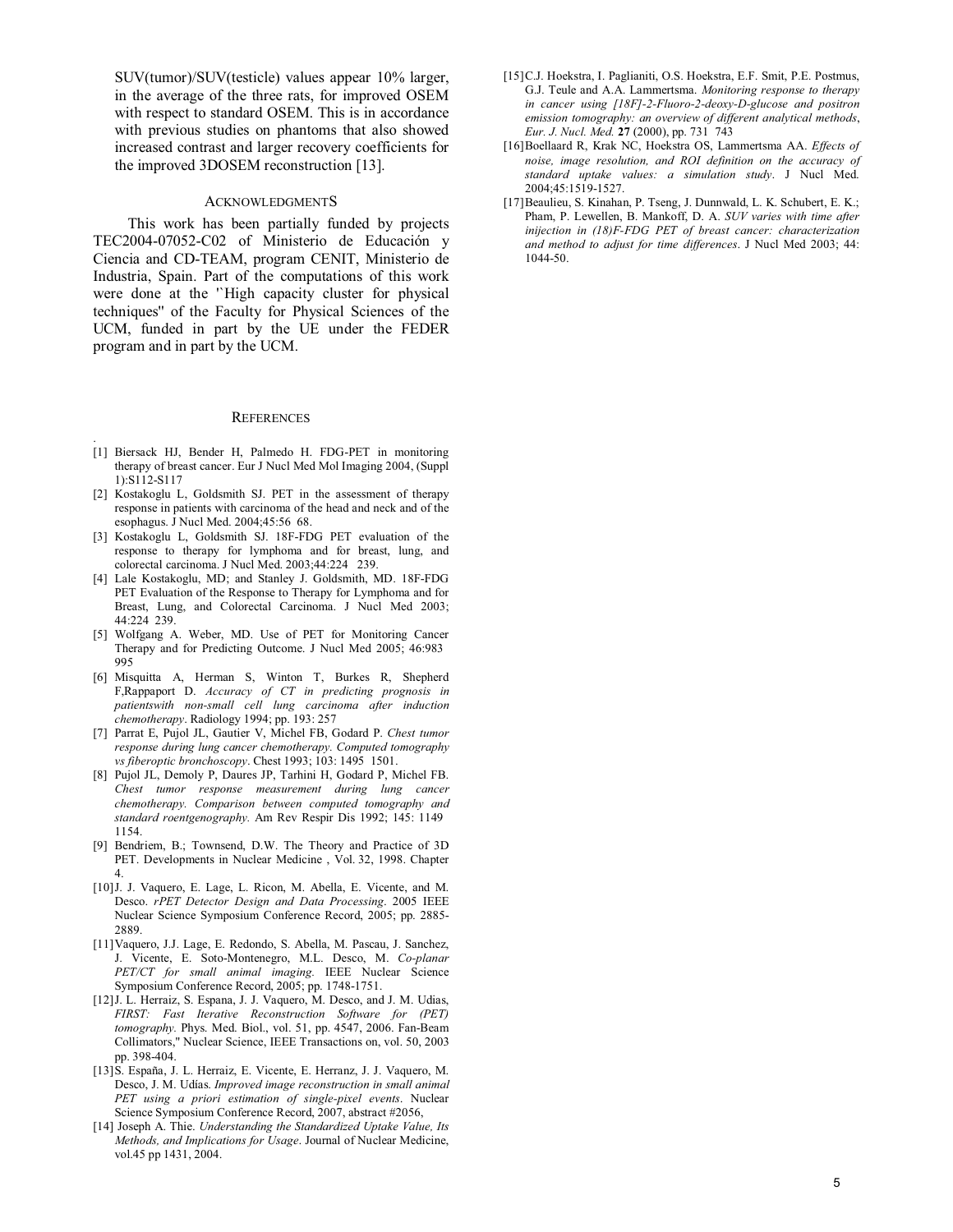SUV(tumor)/SUV(testicle) values appear 10% larger, in the average of the three rats, for improved OSEM with respect to standard OSEM. This is in accordance with previous studies on phantoms that also showed increased contrast and larger recovery coefficients for the improved 3DOSEM reconstruction [13].

## ACKNOWLEDGMENTS

This work has been partially funded by projects TEC2004-07052-C02 of Ministerio de Educación y Ciencia and CD-TEAM, program CENIT, Ministerio de Industria, Spain. Part of the computations of this work were done at the ``High capacity cluster for physical techniques'' of the Faculty for Physical Sciences of the UCM, funded in part by the UE under the FEDER program and in part by the UCM.

## REFERENCES

[1] Biersack HJ, Bender H, Palmedo H. FDG-PET in monitoring therapy of breast cancer. Eur J Nucl Med Mol Imaging 2004, (Suppl 1):S112-S117

[2] Kostakoglu L, Goldsmith SJ. PET in the assessment of therapy response in patients with carcinoma of the head and neck and of the esophagus. J Nucl Med. 2004;45:56 68.

[3] Kostakoglu L, Goldsmith SJ. 18F-FDG PET evaluation of the response to therapy for lymphoma and for breast, lung, and colorectal carcinoma. J Nucl Med. 2003;44:224 239.

[4] Lale Kostakoglu, MD; and Stanley J. Goldsmith, MD. 18F-FDG PET Evaluation of the Response to Therapy for Lymphoma and for Breast, Lung, and Colorectal Carcinoma. J Nucl Med 2003; 44:224 239.

[5] Wolfgang A. Weber, MD. Use of PET for Monitoring Cancer Therapy and for Predicting Outcome. J Nucl Med 2005; 46:983 995

[6] Misquitta A, Herman S, Winton T, Burkes R, Shepherd F,Rappaport D. *Accuracy of CT in predicting prognosis in patientswith non-small cell lung carcinoma after induction chemotherapy*. Radiology 1994; pp. 193: 257

[7] Parrat E, Pujol JL, Gautier V, Michel FB, Godard P. *Chest tumor response during lung cancer chemotherapy. Computed tomography vs fiberoptic bronchoscopy*. Chest 1993; 103: 1495 1501.

[8] Pujol JL, Demoly P, Daures JP, Tarhini H, Godard P, Michel FB. *Chest tumor response measurement during lung cancer chemotherapy. Comparison between computed tomography and standard roentgenography.* Am Rev Respir Dis 1992; 145: 1149 1154.

[9] Bendriem, B.; Townsend, D.W. The Theory and Practice of 3D PET. Developments in Nuclear Medicine , Vol. 32, 1998. Chapter 4.

[10] J. J. Vaquero, E. Lage, L. Ricon, M. Abella, E. Vicente, and M. Desco. *rPET Detector Design and Data Processing*. 2005 IEEE Nuclear Science Symposium Conference Record, 2005; pp. 2885-2889.

[11] Vaquero, J.J. Lage, E. Redondo, S. Abella, M. Pascau, J. Sanchez, J. Vicente, E. Soto-Montenegro, M.L. Desco, M. *Co-planar PET/CT for small animal imaging.* IEEE Nuclear Science Symposium Conference Record, 2005; pp. 1748-1751.

[12] J. L. Herraiz, S. Espana, J. J. Vaquero, M. Desco, and J. M. Udias, *FIRST: Fast Iterative Reconstruction Software for (PET) tomography.* Phys. Med. Biol., vol. 51, pp. 4547, 2006. Fan-Beam Collimators," Nuclear Science, IEEE Transactions on, vol. 50, 2003 pp. 398-404.

[13] S. España, J. L. Herraiz, E. Vicente, E. Herranz, J. J. Vaquero, M. Desco, J. M. Udías. *Improved image reconstruction in small animal PET using a priori estimation of single-pixel events*. Nuclear Science Symposium Conference Record, 2007, abstract #2056,

[14] Joseph A. Thie. *Understanding the Standardized Uptake Value, Its Methods, and Implications for Usage*. Journal of Nuclear Medicine, vol.45 pp 1431, 2004.

[15] C.J. Hoekstra, I. Paglianiti, O.S. Hoekstra, E.F. Smit, P.E. Postmus, G.J. Teule and A.A. Lammertsma. *Monitoring response to therapy in cancer using [18F]-2-Fluoro-2-deoxy-D-glucose and positron emission tomography: an overview of different analytical methods*, *Eur. J. Nucl. Med.* **27** (2000), pp. 731 743

[16] Boellaard R, Krak NC, Hoekstra OS, Lammertsma AA. *Effects of noise, image resolution, and ROI definition on the accuracy of standard uptake values: a simulation study*. J Nucl Med. 2004;45:1519-1527.

[17] Beaulieu, S. Kinahan, P. Tseng, J. Dunnwald, L. K. Schubert, E. K.; Pham, P. Lewellen, B. Mankoff, D. A. *SUV varies with time after inijection in (18)F-FDG PET of breast cancer: characterization and method to adjust for time differences*. J Nucl Med 2003; 44: 1044-50.